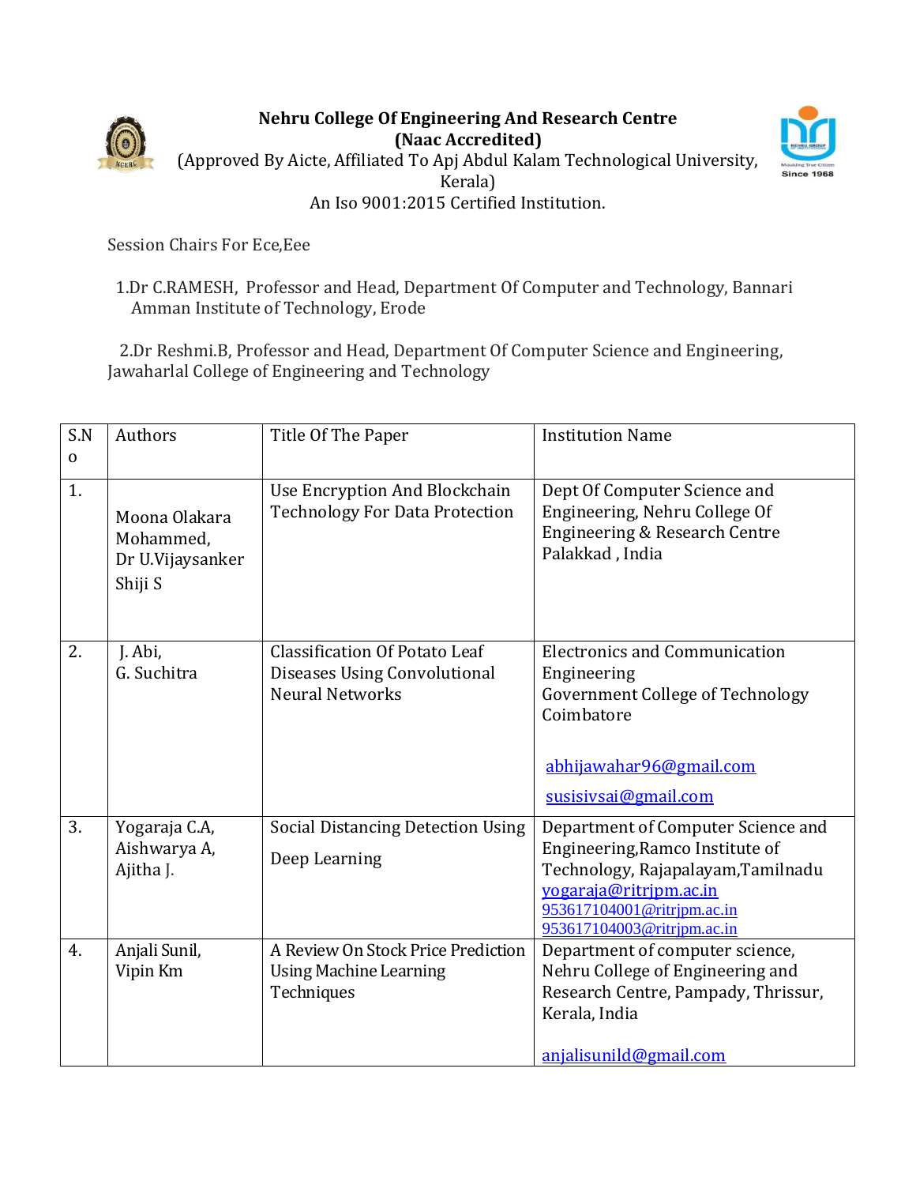**Nehru College Of Engineering And Research Centre**
**(Naac Accredited)**
(Approved By Aicte, Affiliated To Apj Abdul Kalam Technological University, Kerala)
An Iso 9001:2015 Certified Institution.

Session Chairs For Ece,Eee

1.Dr C.RAMESH, Professor and Head, Department Of Computer and Technology, Bannari Amman Institute of Technology, Erode

2.Dr Reshmi.B, Professor and Head, Department Of Computer Science and Engineering, Jawaharlal College of Engineering and Technology

| S.No | Authors | Title Of The Paper | Institution Name |
|---|---|---|---|
| 1. | Moona Olakara Mohammed, Dr U.Vijaysanker Shiji S | Use Encryption And Blockchain Technology For Data Protection | Dept Of Computer Science and Engineering, Nehru College Of Engineering & Research Centre Palakkad , India |
| 2. | J. Abi, G. Suchitra | Classification Of Potato Leaf Diseases Using Convolutional Neural Networks | Electronics and Communication Engineering Government College of Technology Coimbatore abhijawahar96@gmail.com susisivsai@gmail.com |
| 3. | Yogaraja C.A, Aishwarya A, Ajitha J. | Social Distancing Detection Using Deep Learning | Department of Computer Science and Engineering,Ramco Institute of Technology, Rajapalayam,Tamilnadu yogaraja@ritrjpm.ac.in 953617104001@ritrjpm.ac.in 953617104003@ritrjpm.ac.in |
| 4. | Anjali Sunil, Vipin Km | A Review On Stock Price Prediction Using Machine Learning Techniques | Department of computer science, Nehru College of Engineering and Research Centre, Pampady, Thrissur, Kerala, India anjalisunild@gmail.com |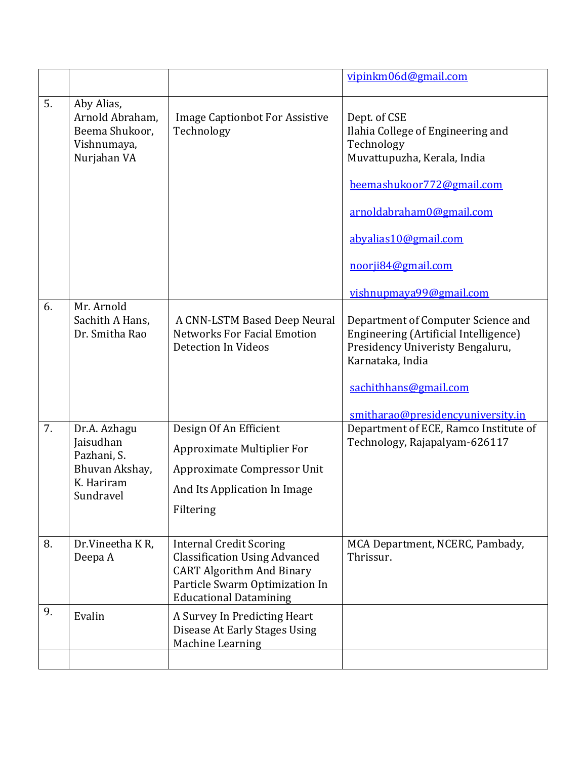| | | | |
|---|---|---|---|
| | | | vipinkm06d@gmail.com |
| 5. | Aby Alias, Arnold Abraham, Beema Shukoor, Vishnumaya, Nurjahan VA | Image Captionbot For Assistive Technology | Dept. of CSE<br>Ilahia College of Engineering and Technology<br>Muvattupuzha, Kerala, India<br><br>beemashukoor772@gmail.com<br><br>arnoldabraham0@gmail.com<br><br>abyalias10@gmail.com<br><br>noorji84@gmail.com<br><br>vishnupmaya99@gmail.com |
| 6. | Mr. Arnold Sachith A Hans, Dr. Smitha Rao | A CNN-LSTM Based Deep Neural Networks For Facial Emotion Detection In Videos | Department of Computer Science and Engineering (Artificial Intelligence)<br>Presidency Univeristy Bengaluru, Karnataka, India<br><br>sachithhans@gmail.com<br><br>smitharao@presidencyuniversity.in |
| 7. | Dr.A. Azhagu Jaisudhan Pazhani, S. Bhuvan Akshay, K. Hariram Sundravel | Design Of An Efficient Approximate Multiplier For Approximate Compressor Unit And Its Application In Image Filtering | Department of ECE, Ramco Institute of Technology, Rajapalyam-626117 |
| 8. | Dr.Vineetha K R, Deepa A | Internal Credit Scoring Classification Using Advanced CART Algorithm And Binary Particle Swarm Optimization In Educational Datamining | MCA Department, NCERC, Pambady, Thrissur. |
| 9. | Evalin | A Survey In Predicting Heart Disease At Early Stages Using Machine Learning | |
| | | | |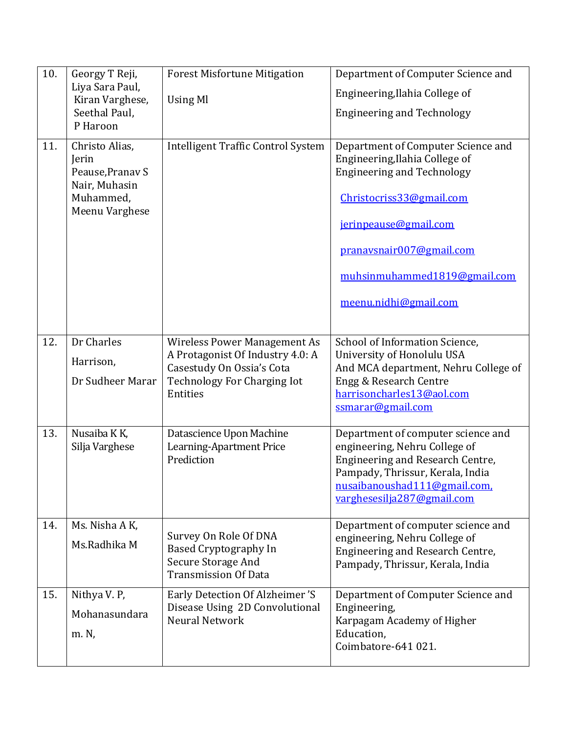| 10. | Georgy T Reji, Liya Sara Paul, Kiran Varghese, Seethal Paul, P Haroon | Forest Misfortune Mitigation Using Ml | Department of Computer Science and Engineering,Ilahia College of Engineering and Technology |
|---|---|---|---|
| 11. | Christo Alias, Jerin Peause,Pranav S Nair, Muhasin Muhammed, Meenu Varghese | Intelligent Traffic Control System | Department of Computer Science and Engineering,Ilahia College of Engineering and Technology Christocriss33@gmail.com jerinpeause@gmail.com pranavsnair007@gmail.com muhsinmuhammed1819@gmail.com meenu.nidhi@gmail.com |
| 12. | Dr Charles Harrison, Dr Sudheer Marar | Wireless Power Management As A Protagonist Of Industry 4.0: A Casestudy On Ossia's Cota Technology For Charging Iot Entities | School of Information Science, University of Honolulu USA And MCA department, Nehru College of Engg & Research Centre harrisoncharles13@aol.com ssmarar@gmail.com |
| 13. | Nusaiba K K, Silja Varghese | Datascience Upon Machine Learning-Apartment Price Prediction | Department of computer science and engineering, Nehru College of Engineering and Research Centre, Pampady, Thrissur, Kerala, India nusaibanoushad111@gmail.com, varghesesilja287@gmail.com |
| 14. | Ms. Nisha A K, Ms.Radhika M | Survey On Role Of DNA Based Cryptography In Secure Storage And Transmission Of Data | Department of computer science and engineering, Nehru College of Engineering and Research Centre, Pampady, Thrissur, Kerala, India |
| 15. | Nithya V. P, Mohanasundaram. N, | Early Detection Of Alzheimer 'S Disease Using 2D Convolutional Neural Network | Department of Computer Science and Engineering, Karpagam Academy of Higher Education, Coimbatore-641 021. |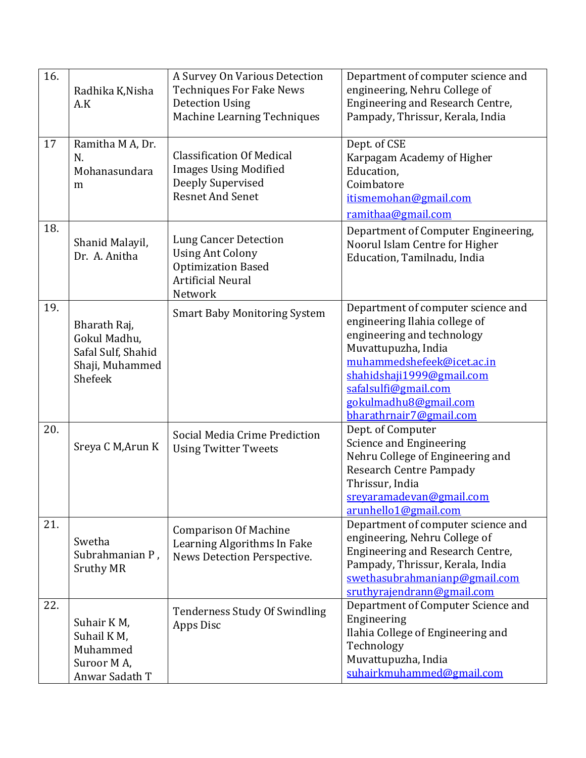| 16. | Radhika K,Nisha A.K | A Survey On Various Detection Techniques For Fake News Detection Using Machine Learning Techniques | Department of computer science and engineering, Nehru College of Engineering and Research Centre, Pampady, Thrissur, Kerala, India |
|---|---|---|---|
| 17 | Ramitha M A, Dr. N. Mohanasundaram | Classification Of Medical Images Using Modified Deeply Supervised Resnet And Senet | Dept. of CSE<br>Karpagam Academy of Higher Education,<br>Coimbatore<br>itismemohan@gmail.com<br>ramithaa@gmail.com |
| 18. | Shanid Malayil, Dr. A. Anitha | Lung Cancer Detection Using Ant Colony Optimization Based Artificial Neural Network | Department of Computer Engineering, Noorul Islam Centre for Higher Education, Tamilnadu, India |
| 19. | Bharath Raj, Gokul Madhu, Safal Sulf, Shahid Shaji, Muhammed Shefeek | Smart Baby Monitoring System | Department of computer science and engineering Ilahia college of engineering and technology Muvattupuzha, India<br>muhammedshefeek@icet.ac.in<br>shahidshaji1999@gmail.com<br>safalsulfi@gmail.com<br>gokulmadhu8@gmail.com<br>bharathrnair7@gmail.com |
| 20. | Sreya C M,Arun K | Social Media Crime Prediction Using Twitter Tweets | Dept. of Computer Science and Engineering<br>Nehru College of Engineering and Research Centre Pampady<br>Thrissur, India<br>sreyaramadevan@gmail.com<br>arunhello1@gmail.com |
| 21. | Swetha Subrahmanian P , Sruthy MR | Comparison Of Machine Learning Algorithms In Fake News Detection Perspective. | Department of computer science and engineering, Nehru College of Engineering and Research Centre, Pampady, Thrissur, Kerala, India<br>swethasubrahmanianp@gmail.com<br>sruthyrajendrann@gmail.com |
| 22. | Suhair K M, Suhail K M, Muhammed Suroor M A, Anwar Sadath T | Tenderness Study Of Swindling Apps Disc | Department of Computer Science and Engineering<br>Ilahia College of Engineering and Technology<br>Muvattupuzha, India<br>suhairkmuhammed@gmail.com |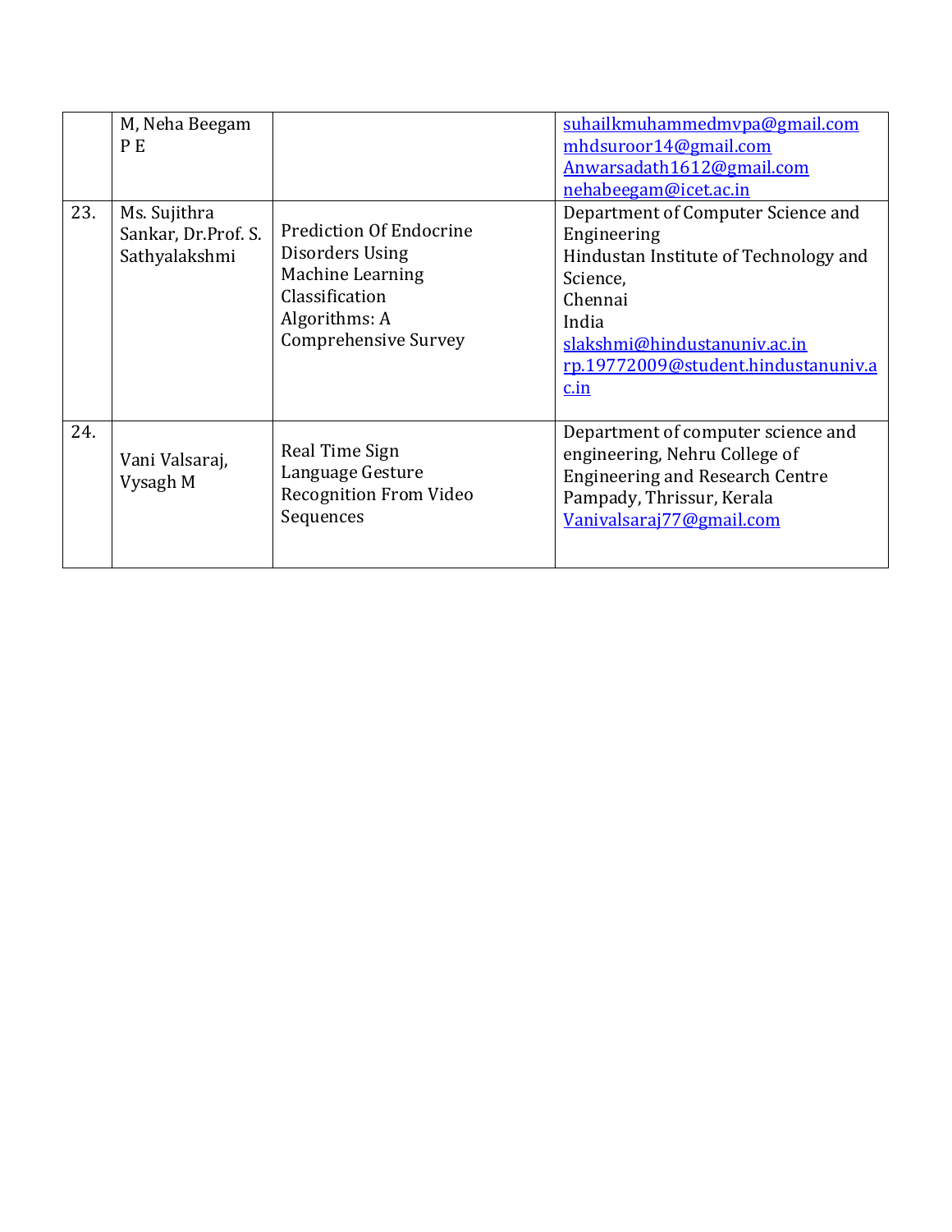| | | | |
|---|---|---|---|
| | M, Neha Beegam P E | | suhailkmuhammedmvpa@gmail.com<br>mhdsuroor14@gmail.com<br>Anwarsadath1612@gmail.com<br>nehabeegam@icet.ac.in |
| 23. | Ms. Sujithra Sankar, Dr.Prof. S. Sathyalakshmi | Prediction Of Endocrine Disorders Using Machine Learning Classification Algorithms: A Comprehensive Survey | Department of Computer Science and Engineering<br>Hindustan Institute of Technology and Science,<br>Chennai<br>India<br>slakshmi@hindustanuniv.ac.in<br>rp.19772009@student.hindustanuniv.ac.in |
| 24. | Vani Valsaraj, Vysagh M | Real Time Sign Language Gesture Recognition From Video Sequences | Department of computer science and engineering, Nehru College of Engineering and Research Centre Pampady, Thrissur, Kerala<br>Vanivalsaraj77@gmail.com |